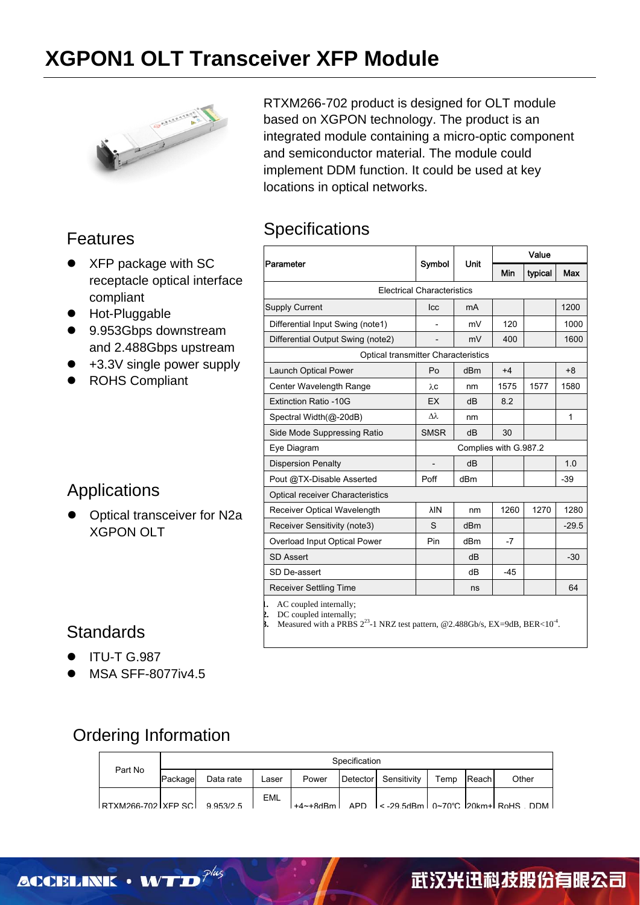# XGPON1 OLT Transceiver XFP Module

RTXM266-702 product is designed for OLT module based on XGPON technology. The product is an integrated module containing a micro-optic component and semiconductor material. The module could implement DDM function. It could be used at key locations in optical networks.

## Features

- XFP package with SC receptacle optical interface compliant
- Hot-Pluggable
- 9.953Gbps downstream and 2.488Gbps upstream
- +3.3V single power supply
- ROHS Compliant

## Applications

- Optical transceiver for N2a XGPON OLT

## Standards

- ITU-T G.987
- MSA SFF-8077iv4.5

## Specifications

| Parameter | Symbol | Unit | Value | | |
|---|---|---|---|---|---|
| | | | Min | typical | Max |
| Electrical Characteristics | | | | | |
| Supply Current | Icc | mA | | | 1200 |
| Differential Input Swing (note1) | - | mV | 120 | | 1000 |
| Differential Output Swing (note2) | - | mV | 400 | | 1600 |
| Optical transmitter Characteristics | | | | | |
| Launch Optical Power | Po | dBm | +4 | | +8 |
| Center Wavelength Range | λc | nm | 1575 | 1577 | 1580 |
| Extinction Ratio -10G | EX | dB | 8.2 | | |
| Spectral Width(@-20dB) | Δλ | nm | | | 1 |
| Side Mode Suppressing Ratio | SMSR | dB | 30 | | |
| Eye Diagram | Complies with G.987.2 | | | | |
| Dispersion Penalty | - | dB | | | 1.0 |
| Pout @TX-Disable Asserted | Poff | dBm | | | -39 |
| Optical receiver Characteristics | | | | | |
| Receiver Optical Wavelength | λIN | nm | 1260 | 1270 | 1280 |
| Receiver Sensitivity (note3) | S | dBm | | | -29.5 |
| Overload Input Optical Power | Pin | dBm | -7 | | |
| SD Assert | | dB | | | -30 |
| SD De-assert | | dB | -45 | | |
| Receiver Settling Time | | ns | | | 64 |

1. AC coupled internally;
2. DC coupled internally;
3. Measured with a PRBS $2^{23}$-1 NRZ test pattern, @2.488Gb/s, EX=9dB, BER<$10^{-4}$.

## Ordering Information

| Part No | Specification | | | | | | | | |
|---|---|---|---|---|---|---|---|---|---|
| | Package | Data rate | Laser | Power | Detector | Sensitivity | Temp | Reach | Other |
| RTXM266-702 | XFP SC | 9.953/2.5 | EML | +4~+8dBm | APD | < -29.5dBm | 0~70°C | 20km+ | RoHS、DDM |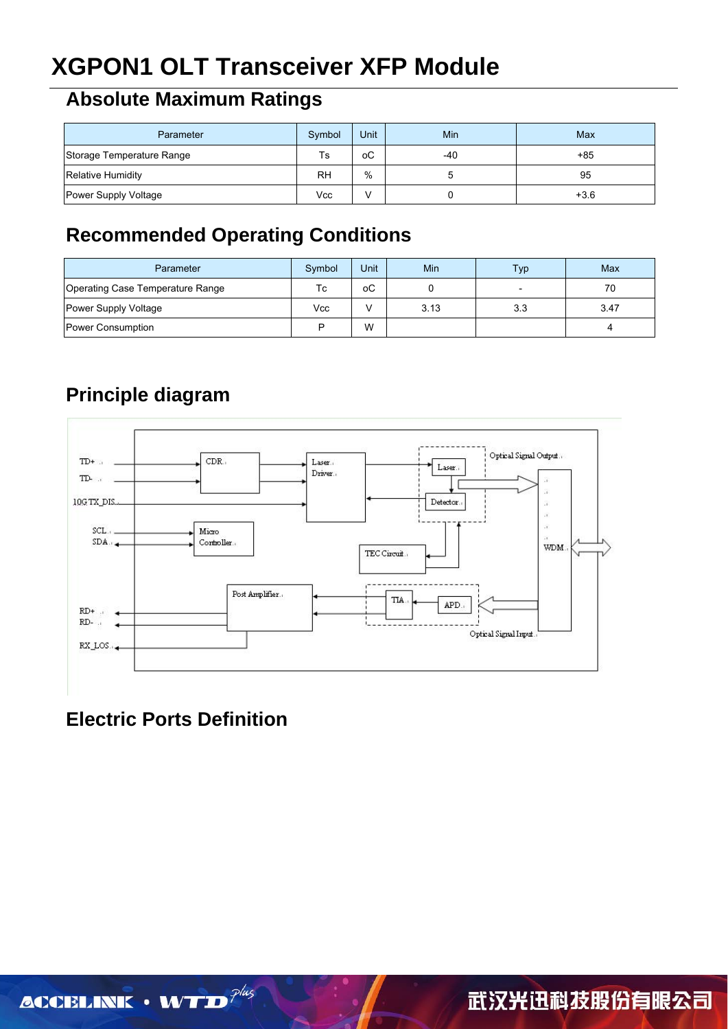# XGPON1 OLT Transceiver XFP Module

## Absolute Maximum Ratings

| Parameter | Symbol | Unit | Min | Max |
|---|---|---|---|---|
| Storage Temperature Range | Ts | oC | -40 | +85 |
| Relative Humidity | RH | % | 5 | 95 |
| Power Supply Voltage | Vcc | V | 0 | +3.6 |

## Recommended Operating Conditions

| Parameter | Symbol | Unit | Min | Typ | Max |
|---|---|---|---|---|---|
| Operating Case Temperature Range | Tc | oC | 0 | - | 70 |
| Power Supply Voltage | Vcc | V | 3.13 | 3.3 | 3.47 |
| Power Consumption | P | W | | | 4 |

## Principle diagram

TD+, TD-, 10G TX_DIS, SCL, SDA, RD+, RD-, RX_LOS, CDR, Laser Driver, Laser, Detector, Optical Signal Output, WDM, Micro Controller, TEC Circuit, Post Amplifier, TIA, APD, Optical Signal Input

## Electric Ports Definition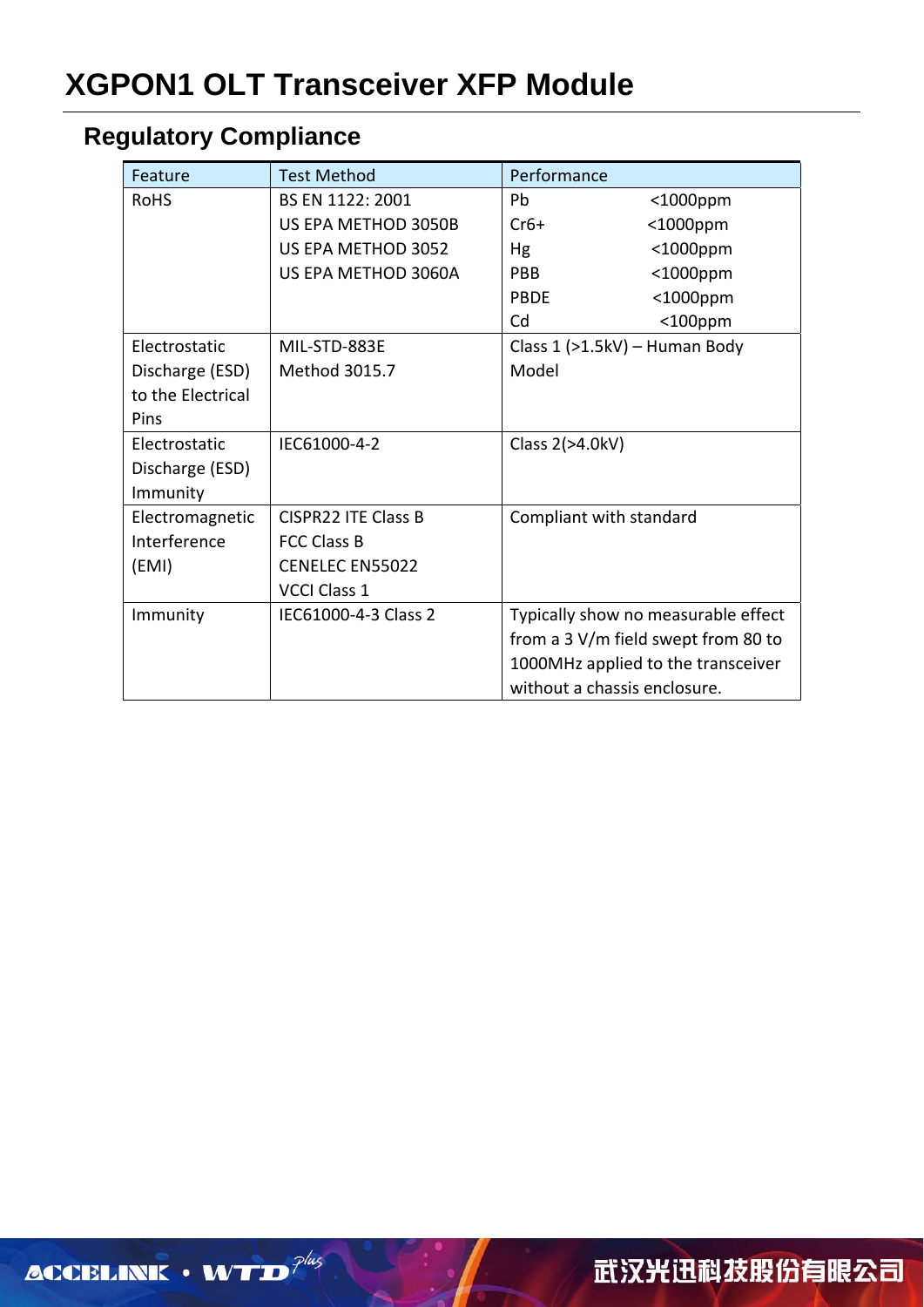# XGPON1 OLT Transceiver XFP Module

## Regulatory Compliance

| Feature | Test Method | Performance |
|---|---|---|
| RoHS | BS EN 1122: 2001<br>US EPA METHOD 3050B<br>US EPA METHOD 3052<br>US EPA METHOD 3060A | Pb <1000ppm<br>Cr6+ <1000ppm<br>Hg <1000ppm<br>PBB <1000ppm<br>PBDE <1000ppm<br>Cd <100ppm |
| Electrostatic Discharge (ESD) to the Electrical Pins | MIL-STD-883E Method 3015.7 | Class 1 (>1.5kV) – Human Body Model |
| Electrostatic Discharge (ESD) Immunity | IEC61000-4-2 | Class 2(>4.0kV) |
| Electromagnetic Interference (EMI) | CISPR22 ITE Class B<br>FCC Class B<br>CENELEC EN55022<br>VCCI Class 1 | Compliant with standard |
| Immunity | IEC61000-4-3 Class 2 | Typically show no measurable effect from a 3 V/m field swept from 80 to 1000MHz applied to the transceiver without a chassis enclosure. |